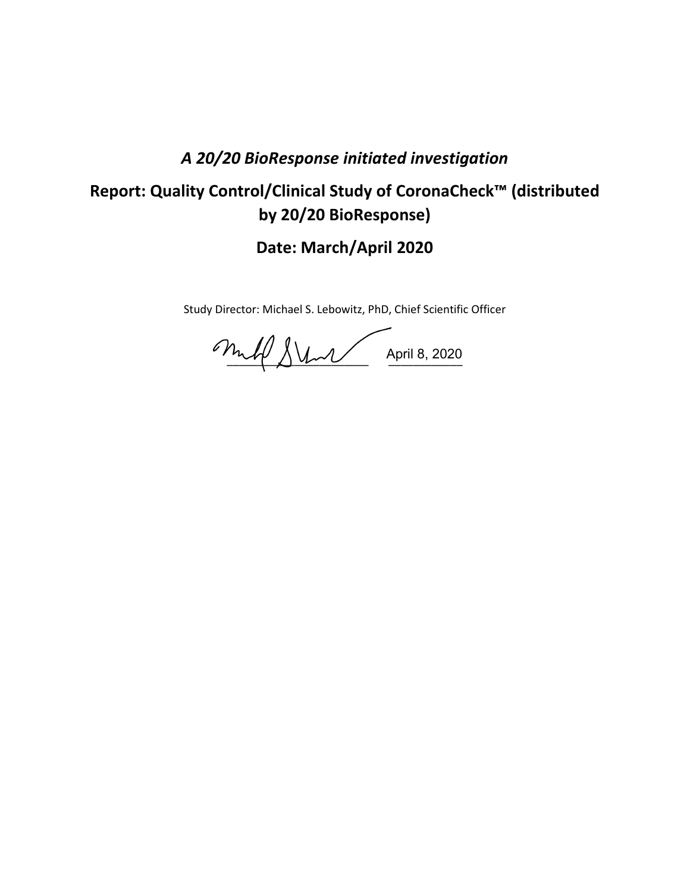*A 20/20 BioResponse initiated investigation*

# Report: Quality Control/Clinical Study of CoronaCheck™ (distributed by 20/20 BioResponse)

## Date: March/April 2020

Study Director: Michael S. Lebowitz, PhD, Chief Scientific Officer

April 8, 2020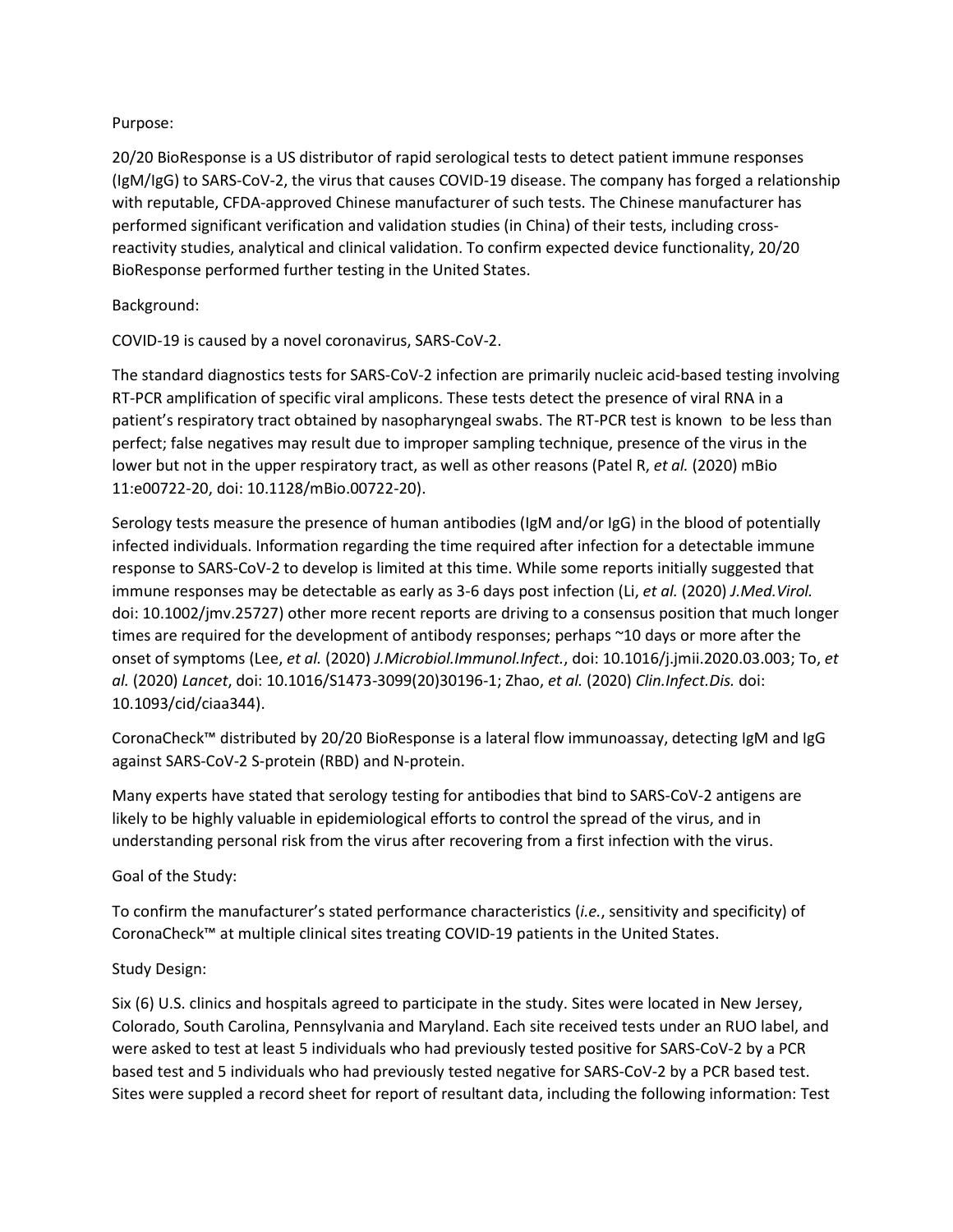Purpose:

20/20 BioResponse is a US distributor of rapid serological tests to detect patient immune responses (IgM/IgG) to SARS-CoV-2, the virus that causes COVID-19 disease. The company has forged a relationship with reputable, CFDA-approved Chinese manufacturer of such tests. The Chinese manufacturer has performed significant verification and validation studies (in China) of their tests, including cross-reactivity studies, analytical and clinical validation. To confirm expected device functionality, 20/20 BioResponse performed further testing in the United States.

Background:

COVID-19 is caused by a novel coronavirus, SARS-CoV-2.

The standard diagnostics tests for SARS-CoV-2 infection are primarily nucleic acid-based testing involving RT-PCR amplification of specific viral amplicons. These tests detect the presence of viral RNA in a patient's respiratory tract obtained by nasopharyngeal swabs. The RT-PCR test is known to be less than perfect; false negatives may result due to improper sampling technique, presence of the virus in the lower but not in the upper respiratory tract, as well as other reasons (Patel R, *et al.* (2020) mBio 11:e00722-20, doi: 10.1128/mBio.00722-20).

Serology tests measure the presence of human antibodies (IgM and/or IgG) in the blood of potentially infected individuals. Information regarding the time required after infection for a detectable immune response to SARS-CoV-2 to develop is limited at this time. While some reports initially suggested that immune responses may be detectable as early as 3-6 days post infection (Li, *et al.* (2020) *J.Med.Virol.* doi: 10.1002/jmv.25727) other more recent reports are driving to a consensus position that much longer times are required for the development of antibody responses; perhaps ~10 days or more after the onset of symptoms (Lee, *et al.* (2020) *J.Microbiol.Immunol.Infect.*, doi: 10.1016/j.jmii.2020.03.003; To, *et al.* (2020) *Lancet*, doi: 10.1016/S1473-3099(20)30196-1; Zhao, *et al.* (2020) *Clin.Infect.Dis.* doi: 10.1093/cid/ciaa344).

CoronaCheck™ distributed by 20/20 BioResponse is a lateral flow immunoassay, detecting IgM and IgG against SARS-CoV-2 S-protein (RBD) and N-protein.

Many experts have stated that serology testing for antibodies that bind to SARS-CoV-2 antigens are likely to be highly valuable in epidemiological efforts to control the spread of the virus, and in understanding personal risk from the virus after recovering from a first infection with the virus.

Goal of the Study:

To confirm the manufacturer's stated performance characteristics (*i.e.*, sensitivity and specificity) of CoronaCheck™ at multiple clinical sites treating COVID-19 patients in the United States.

Study Design:

Six (6) U.S. clinics and hospitals agreed to participate in the study. Sites were located in New Jersey, Colorado, South Carolina, Pennsylvania and Maryland. Each site received tests under an RUO label, and were asked to test at least 5 individuals who had previously tested positive for SARS-CoV-2 by a PCR based test and 5 individuals who had previously tested negative for SARS-CoV-2 by a PCR based test. Sites were suppled a record sheet for report of resultant data, including the following information: Test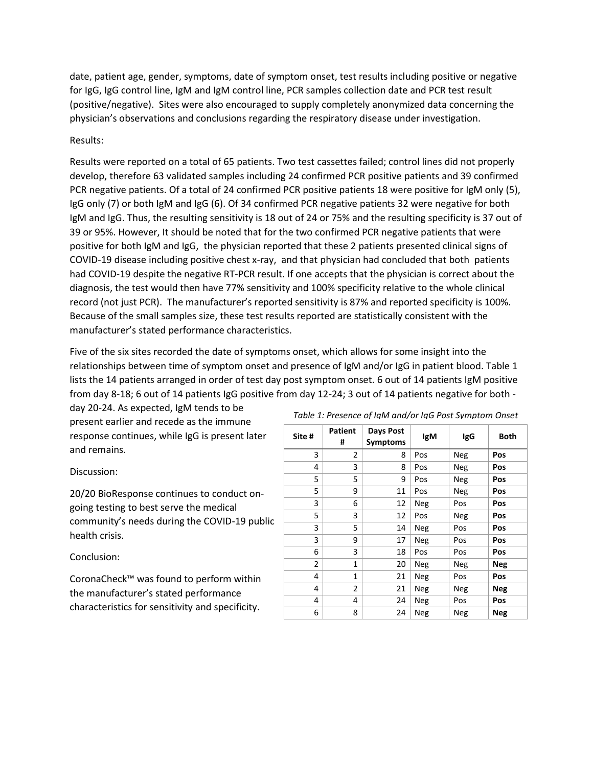date, patient age, gender, symptoms, date of symptom onset, test results including positive or negative for IgG, IgG control line, IgM and IgM control line, PCR samples collection date and PCR test result (positive/negative). Sites were also encouraged to supply completely anonymized data concerning the physician's observations and conclusions regarding the respiratory disease under investigation.

Results:

Results were reported on a total of 65 patients. Two test cassettes failed; control lines did not properly develop, therefore 63 validated samples including 24 confirmed PCR positive patients and 39 confirmed PCR negative patients. Of a total of 24 confirmed PCR positive patients 18 were positive for IgM only (5), IgG only (7) or both IgM and IgG (6). Of 34 confirmed PCR negative patients 32 were negative for both IgM and IgG. Thus, the resulting sensitivity is 18 out of 24 or 75% and the resulting specificity is 37 out of 39 or 95%. However, It should be noted that for the two confirmed PCR negative patients that were positive for both IgM and IgG, the physician reported that these 2 patients presented clinical signs of COVID-19 disease including positive chest x-ray, and that physician had concluded that both patients had COVID-19 despite the negative RT-PCR result. If one accepts that the physician is correct about the diagnosis, the test would then have 77% sensitivity and 100% specificity relative to the whole clinical record (not just PCR). The manufacturer's reported sensitivity is 87% and reported specificity is 100%. Because of the small samples size, these test results reported are statistically consistent with the manufacturer's stated performance characteristics.

Five of the six sites recorded the date of symptoms onset, which allows for some insight into the relationships between time of symptom onset and presence of IgM and/or IgG in patient blood. Table 1 lists the 14 patients arranged in order of test day post symptom onset. 6 out of 14 patients IgM positive from day 8-18; 6 out of 14 patients IgG positive from day 12-24; 3 out of 14 patients negative for both - day 20-24. As expected, IgM tends to be present earlier and recede as the immune response continues, while IgG is present later and remains.

*Table 1: Presence of IgM and/or IgG Post Symptom Onset*

| Site # | Patient # | Days Post Symptoms | IgM | IgG | Both |
|---|---|---|---|---|---|
| 3 | 2 | 8 | Pos | Neg | **Pos** |
| 4 | 3 | 8 | Pos | Neg | **Pos** |
| 5 | 5 | 9 | Pos | Neg | **Pos** |
| 5 | 9 | 11 | Pos | Neg | **Pos** |
| 3 | 6 | 12 | Neg | Pos | **Pos** |
| 5 | 3 | 12 | Pos | Neg | **Pos** |
| 3 | 5 | 14 | Neg | Pos | **Pos** |
| 3 | 9 | 17 | Neg | Pos | **Pos** |
| 6 | 3 | 18 | Pos | Pos | **Pos** |
| 2 | 1 | 20 | Neg | Neg | **Neg** |
| 4 | 1 | 21 | Neg | Pos | **Pos** |
| 4 | 2 | 21 | Neg | Neg | **Neg** |
| 4 | 4 | 24 | Neg | Pos | **Pos** |
| 6 | 8 | 24 | Neg | Neg | **Neg** |

Discussion:

20/20 BioResponse continues to conduct on-going testing to best serve the medical community's needs during the COVID-19 public health crisis.

Conclusion:

CoronaCheck™ was found to perform within the manufacturer's stated performance characteristics for sensitivity and specificity.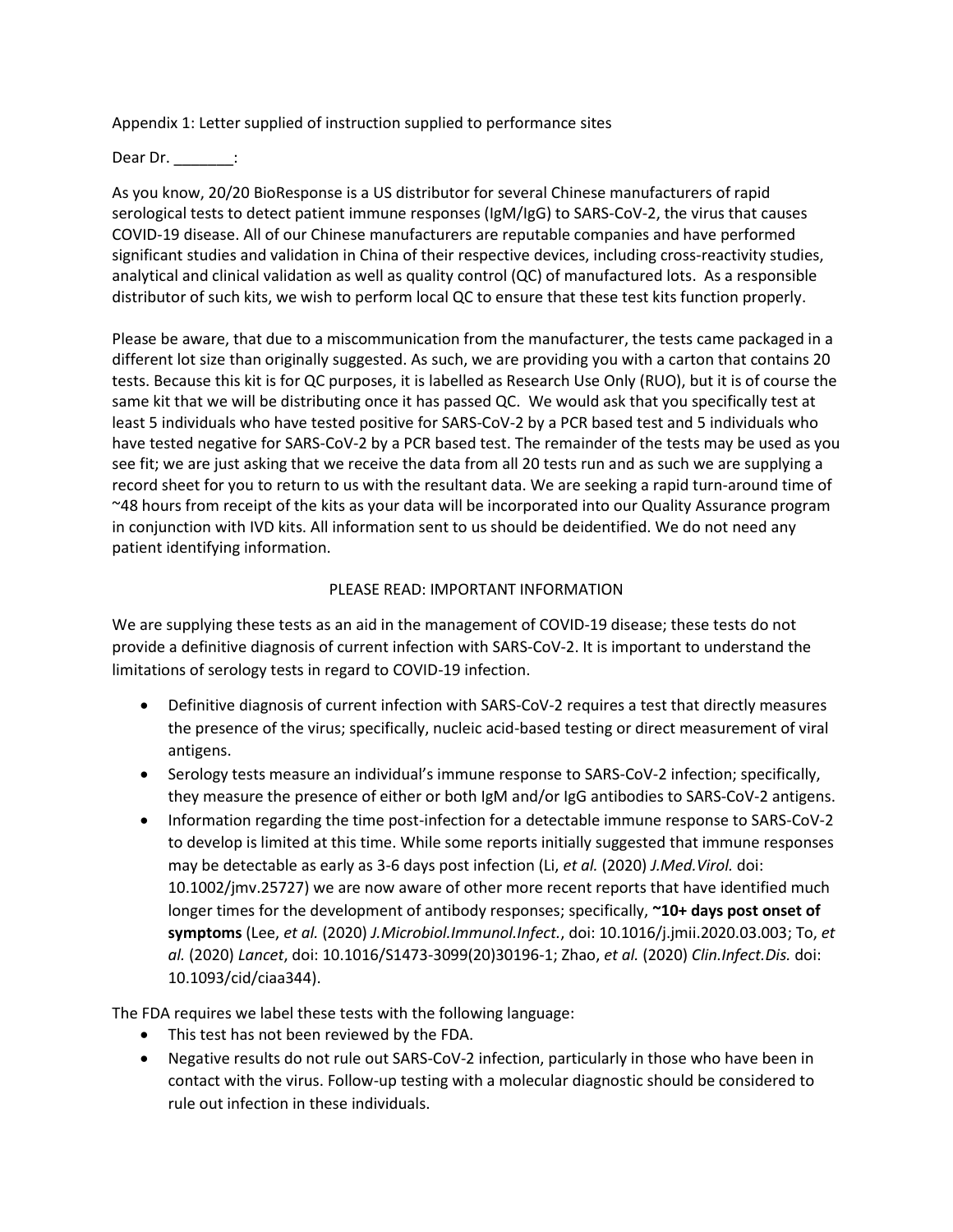Appendix 1: Letter supplied of instruction supplied to performance sites

Dear Dr. _______:

As you know, 20/20 BioResponse is a US distributor for several Chinese manufacturers of rapid serological tests to detect patient immune responses (IgM/IgG) to SARS-CoV-2, the virus that causes COVID-19 disease. All of our Chinese manufacturers are reputable companies and have performed significant studies and validation in China of their respective devices, including cross-reactivity studies, analytical and clinical validation as well as quality control (QC) of manufactured lots. As a responsible distributor of such kits, we wish to perform local QC to ensure that these test kits function properly.

Please be aware, that due to a miscommunication from the manufacturer, the tests came packaged in a different lot size than originally suggested. As such, we are providing you with a carton that contains 20 tests. Because this kit is for QC purposes, it is labelled as Research Use Only (RUO), but it is of course the same kit that we will be distributing once it has passed QC. We would ask that you specifically test at least 5 individuals who have tested positive for SARS-CoV-2 by a PCR based test and 5 individuals who have tested negative for SARS-CoV-2 by a PCR based test. The remainder of the tests may be used as you see fit; we are just asking that we receive the data from all 20 tests run and as such we are supplying a record sheet for you to return to us with the resultant data. We are seeking a rapid turn-around time of ~48 hours from receipt of the kits as your data will be incorporated into our Quality Assurance program in conjunction with IVD kits. All information sent to us should be deidentified. We do not need any patient identifying information.

PLEASE READ: IMPORTANT INFORMATION

We are supplying these tests as an aid in the management of COVID-19 disease; these tests do not provide a definitive diagnosis of current infection with SARS-CoV-2. It is important to understand the limitations of serology tests in regard to COVID-19 infection.

- Definitive diagnosis of current infection with SARS-CoV-2 requires a test that directly measures the presence of the virus; specifically, nucleic acid-based testing or direct measurement of viral antigens.
- Serology tests measure an individual's immune response to SARS-CoV-2 infection; specifically, they measure the presence of either or both IgM and/or IgG antibodies to SARS-CoV-2 antigens.
- Information regarding the time post-infection for a detectable immune response to SARS-CoV-2 to develop is limited at this time. While some reports initially suggested that immune responses may be detectable as early as 3-6 days post infection (Li, *et al.* (2020) *J.Med.Virol.* doi: 10.1002/jmv.25727) we are now aware of other more recent reports that have identified much longer times for the development of antibody responses; specifically, **~10+ days post onset of symptoms** (Lee, *et al.* (2020) *J.Microbiol.Immunol.Infect.*, doi: 10.1016/j.jmii.2020.03.003; To, *et al.* (2020) *Lancet*, doi: 10.1016/S1473-3099(20)30196-1; Zhao, *et al.* (2020) *Clin.Infect.Dis.* doi: 10.1093/cid/ciaa344).

The FDA requires we label these tests with the following language:

- This test has not been reviewed by the FDA.
- Negative results do not rule out SARS-CoV-2 infection, particularly in those who have been in contact with the virus. Follow-up testing with a molecular diagnostic should be considered to rule out infection in these individuals.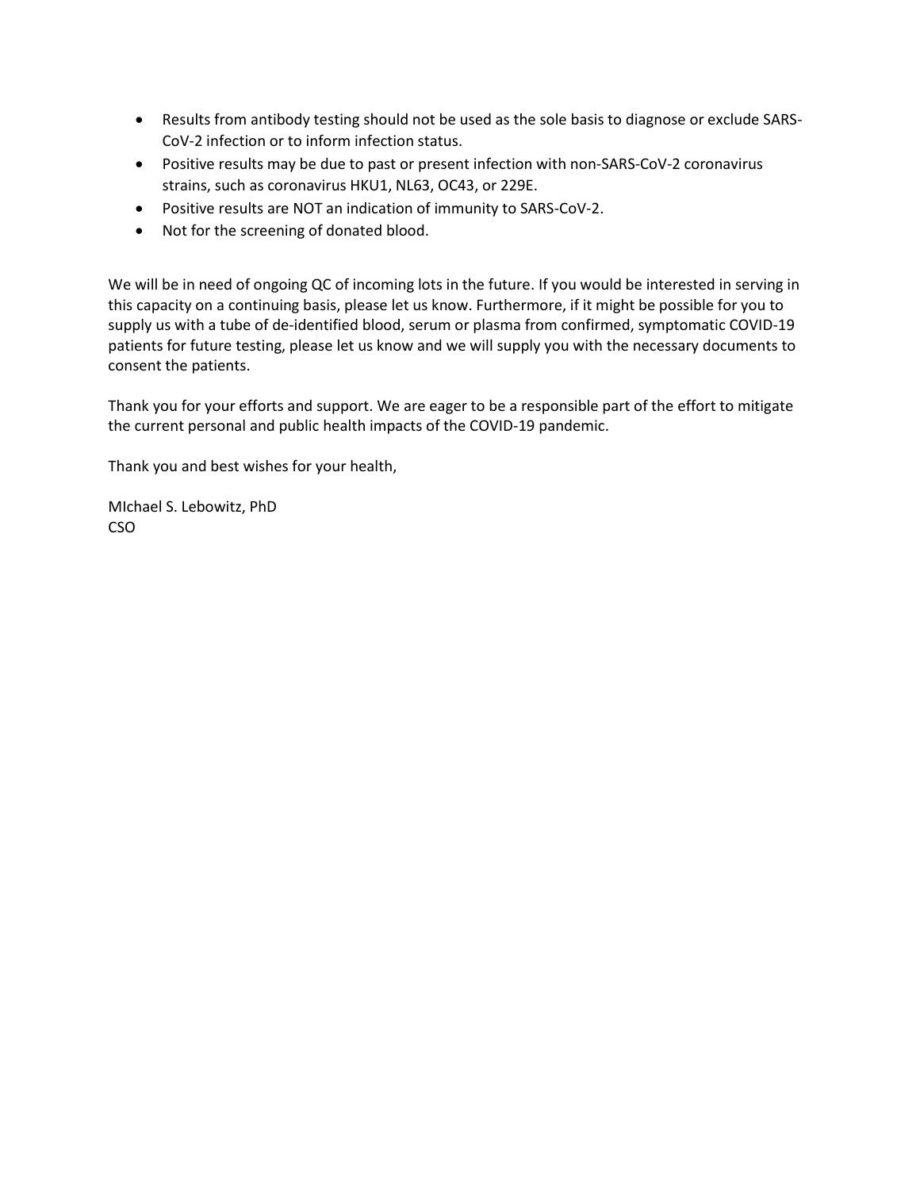- Results from antibody testing should not be used as the sole basis to diagnose or exclude SARS-CoV-2 infection or to inform infection status.
- Positive results may be due to past or present infection with non-SARS-CoV-2 coronavirus strains, such as coronavirus HKU1, NL63, OC43, or 229E.
- Positive results are NOT an indication of immunity to SARS-CoV-2.
- Not for the screening of donated blood.

We will be in need of ongoing QC of incoming lots in the future. If you would be interested in serving in this capacity on a continuing basis, please let us know. Furthermore, if it might be possible for you to supply us with a tube of de-identified blood, serum or plasma from confirmed, symptomatic COVID-19 patients for future testing, please let us know and we will supply you with the necessary documents to consent the patients.

Thank you for your efforts and support. We are eager to be a responsible part of the effort to mitigate the current personal and public health impacts of the COVID-19 pandemic.

Thank you and best wishes for your health,

MIchael S. Lebowitz, PhD
CSO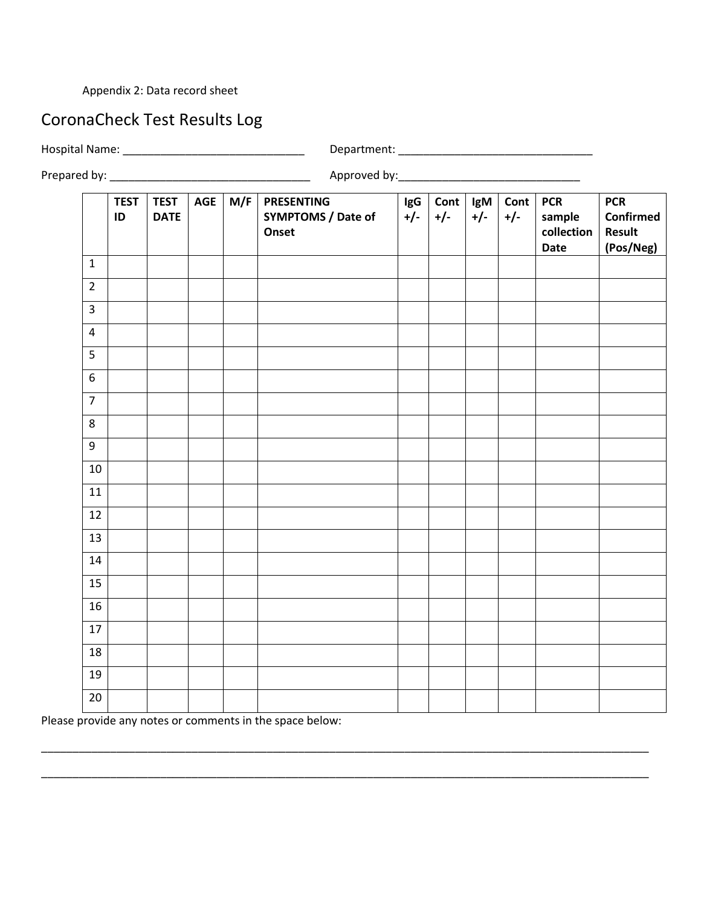Appendix 2: Data record sheet

# CoronaCheck Test Results Log

Hospital Name: ______________________________ Department: ________________________________

Prepared by: _________________________________ Approved by:______________________________

| | TEST ID | TEST DATE | AGE | M/F | PRESENTING SYMPTOMS / Date of Onset | IgG +/- | Cont +/- | IgM +/- | Cont +/- | PCR sample collection Date | PCR Confirmed Result (Pos/Neg) |
|---|---|---|---|---|---|---|---|---|---|---|---|
| 1 | | | | | | | | | | | |
| 2 | | | | | | | | | | | |
| 3 | | | | | | | | | | | |
| 4 | | | | | | | | | | | |
| 5 | | | | | | | | | | | |
| 6 | | | | | | | | | | | |
| 7 | | | | | | | | | | | |
| 8 | | | | | | | | | | | |
| 9 | | | | | | | | | | | |
| 10 | | | | | | | | | | | |
| 11 | | | | | | | | | | | |
| 12 | | | | | | | | | | | |
| 13 | | | | | | | | | | | |
| 14 | | | | | | | | | | | |
| 15 | | | | | | | | | | | |
| 16 | | | | | | | | | | | |
| 17 | | | | | | | | | | | |
| 18 | | | | | | | | | | | |
| 19 | | | | | | | | | | | |
| 20 | | | | | | | | | | | |

Please provide any notes or comments in the space below:

_____________________________________________________________________________________________

_____________________________________________________________________________________________